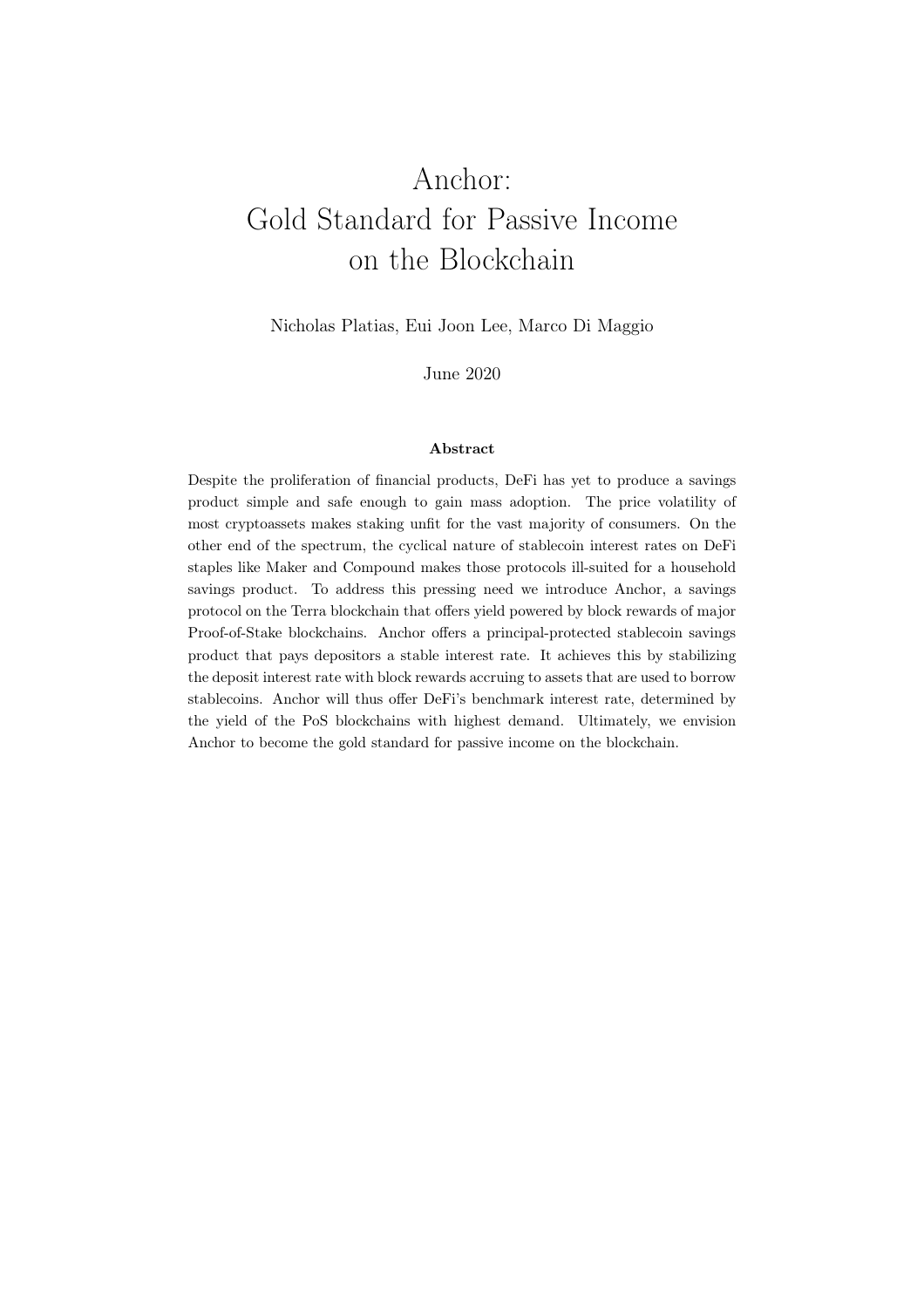# Anchor:
# Gold Standard for Passive Income on the Blockchain

Nicholas Platias, Eui Joon Lee, Marco Di Maggio

June 2020

### Abstract

Despite the proliferation of financial products, DeFi has yet to produce a savings product simple and safe enough to gain mass adoption. The price volatility of most cryptoassets makes staking unfit for the vast majority of consumers. On the other end of the spectrum, the cyclical nature of stablecoin interest rates on DeFi staples like Maker and Compound makes those protocols ill-suited for a household savings product. To address this pressing need we introduce Anchor, a savings protocol on the Terra blockchain that offers yield powered by block rewards of major Proof-of-Stake blockchains. Anchor offers a principal-protected stablecoin savings product that pays depositors a stable interest rate. It achieves this by stabilizing the deposit interest rate with block rewards accruing to assets that are used to borrow stablecoins. Anchor will thus offer DeFi's benchmark interest rate, determined by the yield of the PoS blockchains with highest demand. Ultimately, we envision Anchor to become the gold standard for passive income on the blockchain.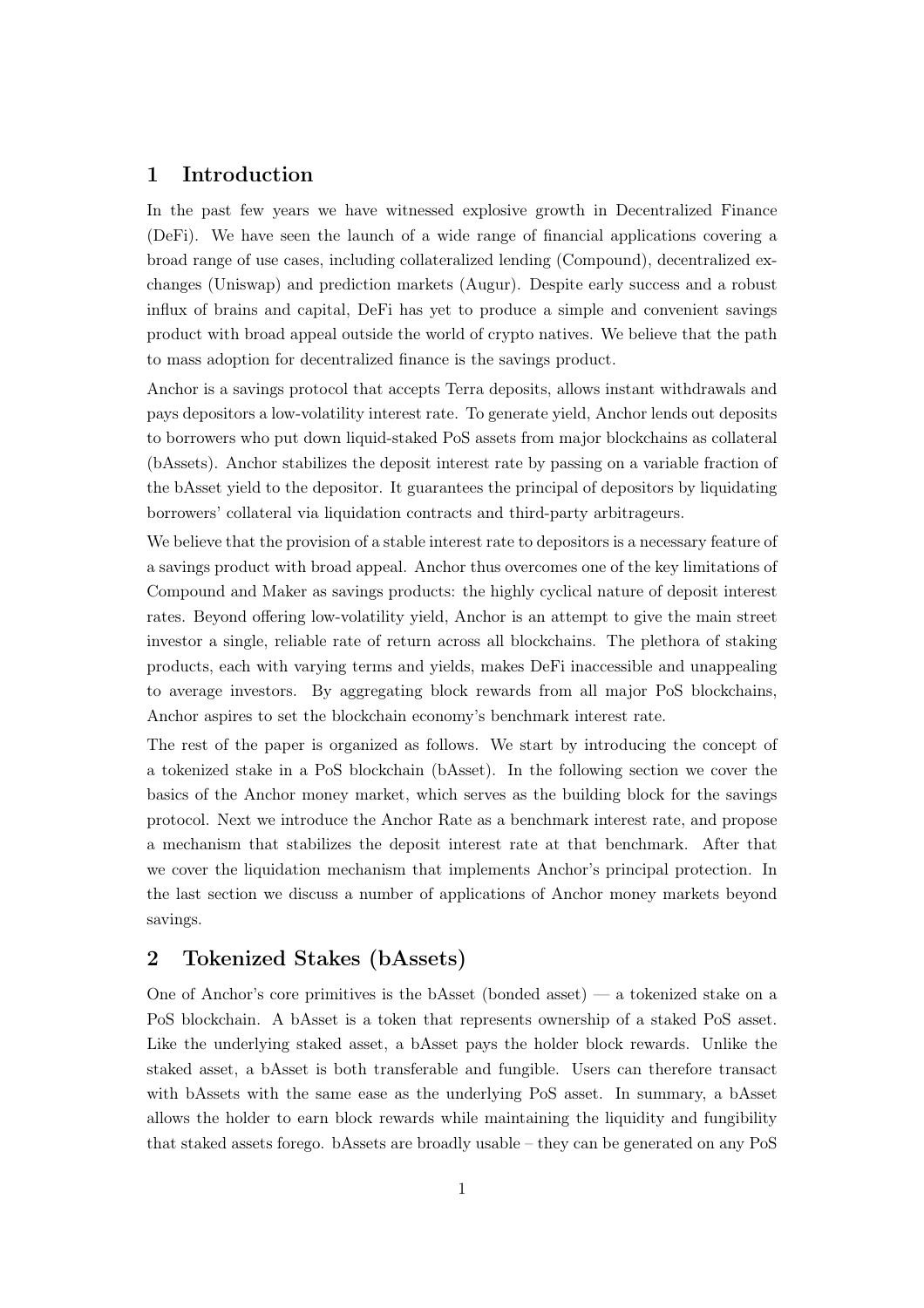## 1 Introduction

In the past few years we have witnessed explosive growth in Decentralized Finance (DeFi). We have seen the launch of a wide range of financial applications covering a broad range of use cases, including collateralized lending (Compound), decentralized exchanges (Uniswap) and prediction markets (Augur). Despite early success and a robust influx of brains and capital, DeFi has yet to produce a simple and convenient savings product with broad appeal outside the world of crypto natives. We believe that the path to mass adoption for decentralized finance is the savings product.

Anchor is a savings protocol that accepts Terra deposits, allows instant withdrawals and pays depositors a low-volatility interest rate. To generate yield, Anchor lends out deposits to borrowers who put down liquid-staked PoS assets from major blockchains as collateral (bAssets). Anchor stabilizes the deposit interest rate by passing on a variable fraction of the bAsset yield to the depositor. It guarantees the principal of depositors by liquidating borrowers' collateral via liquidation contracts and third-party arbitrageurs.

We believe that the provision of a stable interest rate to depositors is a necessary feature of a savings product with broad appeal. Anchor thus overcomes one of the key limitations of Compound and Maker as savings products: the highly cyclical nature of deposit interest rates. Beyond offering low-volatility yield, Anchor is an attempt to give the main street investor a single, reliable rate of return across all blockchains. The plethora of staking products, each with varying terms and yields, makes DeFi inaccessible and unappealing to average investors. By aggregating block rewards from all major PoS blockchains, Anchor aspires to set the blockchain economy's benchmark interest rate.

The rest of the paper is organized as follows. We start by introducing the concept of a tokenized stake in a PoS blockchain (bAsset). In the following section we cover the basics of the Anchor money market, which serves as the building block for the savings protocol. Next we introduce the Anchor Rate as a benchmark interest rate, and propose a mechanism that stabilizes the deposit interest rate at that benchmark. After that we cover the liquidation mechanism that implements Anchor's principal protection. In the last section we discuss a number of applications of Anchor money markets beyond savings.

## 2 Tokenized Stakes (bAssets)

One of Anchor's core primitives is the bAsset (bonded asset) — a tokenized stake on a PoS blockchain. A bAsset is a token that represents ownership of a staked PoS asset. Like the underlying staked asset, a bAsset pays the holder block rewards. Unlike the staked asset, a bAsset is both transferable and fungible. Users can therefore transact with bAssets with the same ease as the underlying PoS asset. In summary, a bAsset allows the holder to earn block rewards while maintaining the liquidity and fungibility that staked assets forego. bAssets are broadly usable – they can be generated on any PoS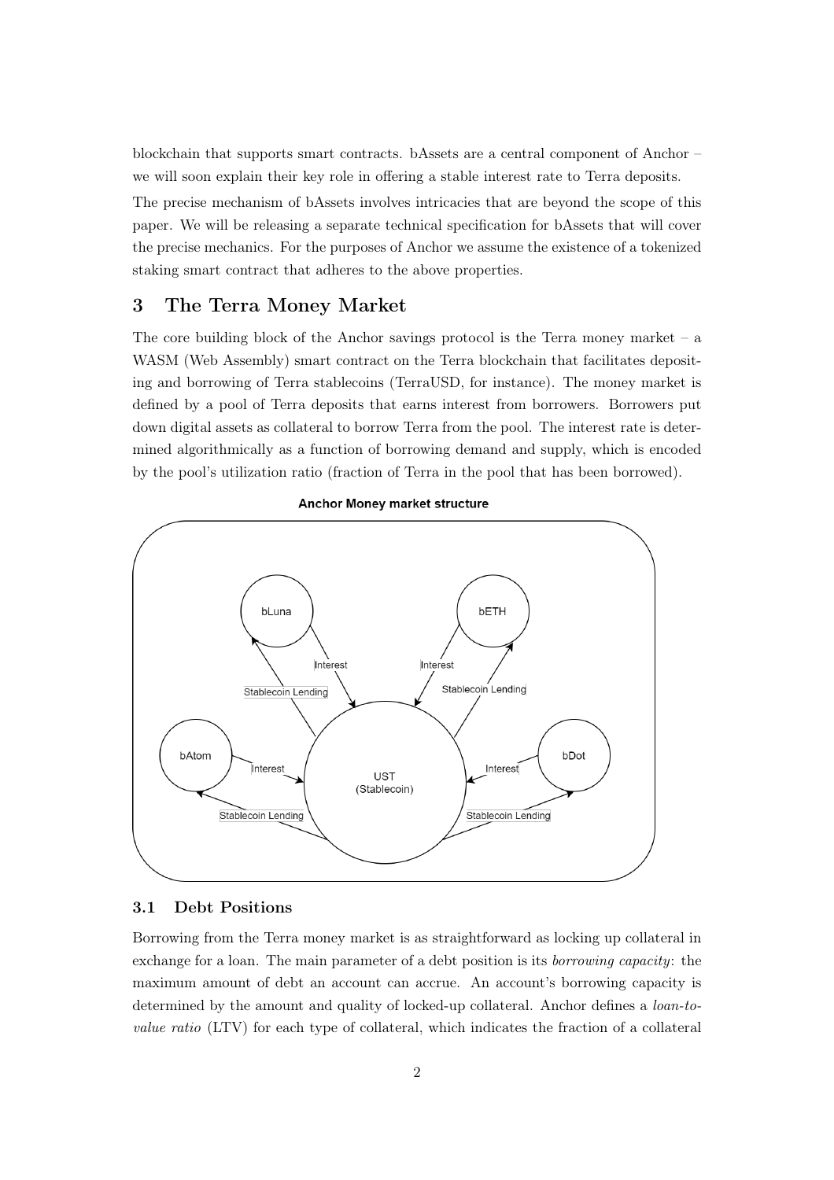blockchain that supports smart contracts. bAssets are a central component of Anchor – we will soon explain their key role in offering a stable interest rate to Terra deposits.

The precise mechanism of bAssets involves intricacies that are beyond the scope of this paper. We will be releasing a separate technical specification for bAssets that will cover the precise mechanics. For the purposes of Anchor we assume the existence of a tokenized staking smart contract that adheres to the above properties.

## 3 The Terra Money Market

The core building block of the Anchor savings protocol is the Terra money market – a WASM (Web Assembly) smart contract on the Terra blockchain that facilitates depositing and borrowing of Terra stablecoins (TerraUSD, for instance). The money market is defined by a pool of Terra deposits that earns interest from borrowers. Borrowers put down digital assets as collateral to borrow Terra from the pool. The interest rate is determined algorithmically as a function of borrowing demand and supply, which is encoded by the pool's utilization ratio (fraction of Terra in the pool that has been borrowed).

**Anchor Money market structure**

### 3.1 Debt Positions

Borrowing from the Terra money market is as straightforward as locking up collateral in exchange for a loan. The main parameter of a debt position is its *borrowing capacity*: the maximum amount of debt an account can accrue. An account's borrowing capacity is determined by the amount and quality of locked-up collateral. Anchor defines a *loan-to-value ratio* (LTV) for each type of collateral, which indicates the fraction of a collateral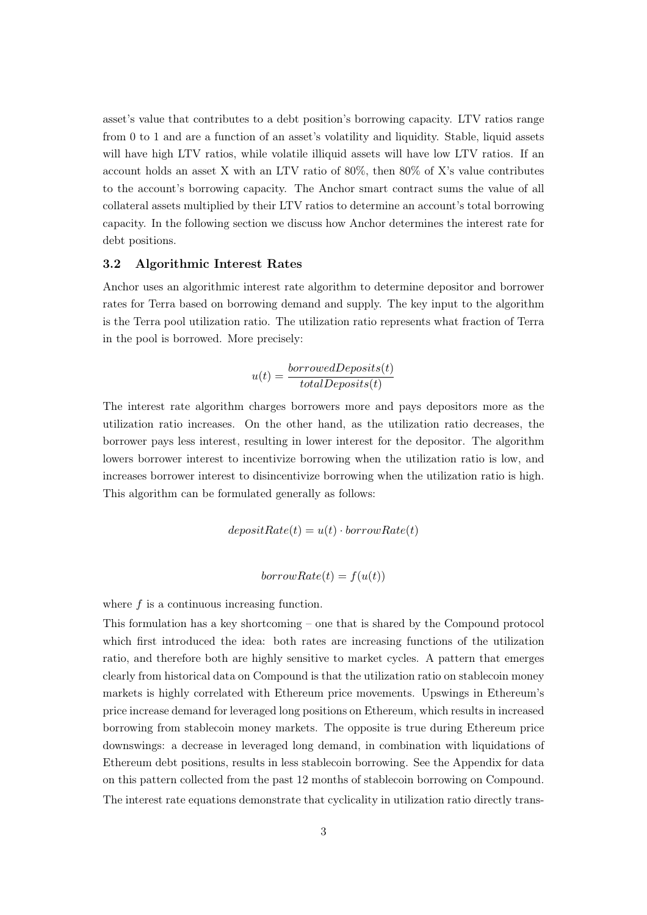asset's value that contributes to a debt position's borrowing capacity. LTV ratios range from 0 to 1 and are a function of an asset's volatility and liquidity. Stable, liquid assets will have high LTV ratios, while volatile illiquid assets will have low LTV ratios. If an account holds an asset X with an LTV ratio of 80%, then 80% of X's value contributes to the account's borrowing capacity. The Anchor smart contract sums the value of all collateral assets multiplied by their LTV ratios to determine an account's total borrowing capacity. In the following section we discuss how Anchor determines the interest rate for debt positions.

### 3.2 Algorithmic Interest Rates

Anchor uses an algorithmic interest rate algorithm to determine depositor and borrower rates for Terra based on borrowing demand and supply. The key input to the algorithm is the Terra pool utilization ratio. The utilization ratio represents what fraction of Terra in the pool is borrowed. More precisely:

$$u(t) = \frac{borrowedDeposits(t)}{totalDeposits(t)}$$

The interest rate algorithm charges borrowers more and pays depositors more as the utilization ratio increases. On the other hand, as the utilization ratio decreases, the borrower pays less interest, resulting in lower interest for the depositor. The algorithm lowers borrower interest to incentivize borrowing when the utilization ratio is low, and increases borrower interest to disincentivize borrowing when the utilization ratio is high. This algorithm can be formulated generally as follows:

$$depositRate(t) = u(t) \cdot borrowRate(t)$$

$$borrowRate(t) = f(u(t))$$

where $f$ is a continuous increasing function.

This formulation has a key shortcoming – one that is shared by the Compound protocol which first introduced the idea: both rates are increasing functions of the utilization ratio, and therefore both are highly sensitive to market cycles. A pattern that emerges clearly from historical data on Compound is that the utilization ratio on stablecoin money markets is highly correlated with Ethereum price movements. Upswings in Ethereum's price increase demand for leveraged long positions on Ethereum, which results in increased borrowing from stablecoin money markets. The opposite is true during Ethereum price downswings: a decrease in leveraged long demand, in combination with liquidations of Ethereum debt positions, results in less stablecoin borrowing. See the Appendix for data on this pattern collected from the past 12 months of stablecoin borrowing on Compound.

The interest rate equations demonstrate that cyclicality in utilization ratio directly trans-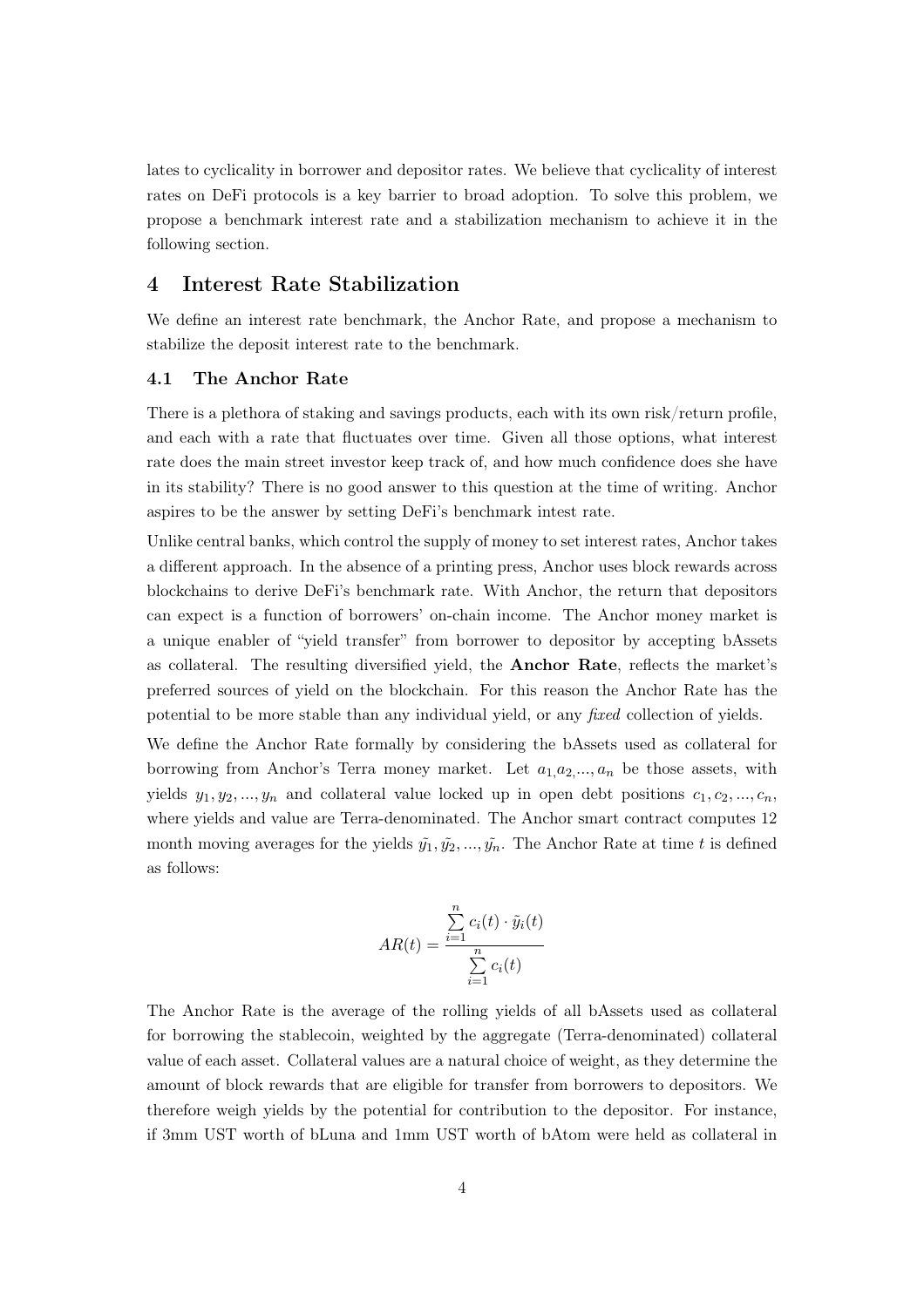lates to cyclicality in borrower and depositor rates. We believe that cyclicality of interest rates on DeFi protocols is a key barrier to broad adoption. To solve this problem, we propose a benchmark interest rate and a stabilization mechanism to achieve it in the following section.

## 4 Interest Rate Stabilization

We define an interest rate benchmark, the Anchor Rate, and propose a mechanism to stabilize the deposit interest rate to the benchmark.

### 4.1 The Anchor Rate

There is a plethora of staking and savings products, each with its own risk/return profile, and each with a rate that fluctuates over time. Given all those options, what interest rate does the main street investor keep track of, and how much confidence does she have in its stability? There is no good answer to this question at the time of writing. Anchor aspires to be the answer by setting DeFi's benchmark intest rate.

Unlike central banks, which control the supply of money to set interest rates, Anchor takes a different approach. In the absence of a printing press, Anchor uses block rewards across blockchains to derive DeFi's benchmark rate. With Anchor, the return that depositors can expect is a function of borrowers' on-chain income. The Anchor money market is a unique enabler of "yield transfer" from borrower to depositor by accepting bAssets as collateral. The resulting diversified yield, the **Anchor Rate**, reflects the market's preferred sources of yield on the blockchain. For this reason the Anchor Rate has the potential to be more stable than any individual yield, or any *fixed* collection of yields.

We define the Anchor Rate formally by considering the bAssets used as collateral for borrowing from Anchor's Terra money market. Let $a_1, a_2, ..., a_n$ be those assets, with yields $y_1, y_2, ..., y_n$ and collateral value locked up in open debt positions $c_1, c_2, ..., c_n$, where yields and value are Terra-denominated. The Anchor smart contract computes 12 month moving averages for the yields $\tilde{y_1}, \tilde{y_2}, ..., \tilde{y_n}$. The Anchor Rate at time $t$ is defined as follows:

$$AR(t) = \frac{\sum_{i=1}^{n} c_i(t) \cdot \tilde{y_i}(t)}{\sum_{i=1}^{n} c_i(t)}$$

The Anchor Rate is the average of the rolling yields of all bAssets used as collateral for borrowing the stablecoin, weighted by the aggregate (Terra-denominated) collateral value of each asset. Collateral values are a natural choice of weight, as they determine the amount of block rewards that are eligible for transfer from borrowers to depositors. We therefore weigh yields by the potential for contribution to the depositor. For instance, if 3mm UST worth of bLuna and 1mm UST worth of bAtom were held as collateral in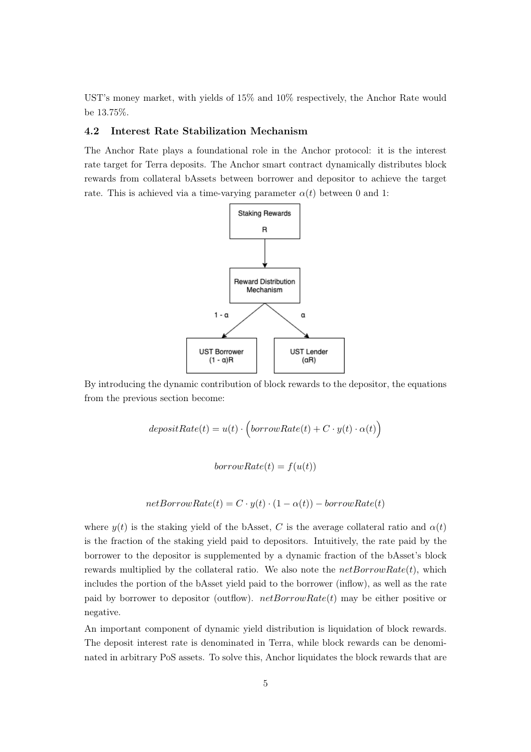UST's money market, with yields of 15% and 10% respectively, the Anchor Rate would be 13.75%.

### 4.2 Interest Rate Stabilization Mechanism

The Anchor Rate plays a foundational role in the Anchor protocol: it is the interest rate target for Terra deposits. The Anchor smart contract dynamically distributes block rewards from collateral bAssets between borrower and depositor to achieve the target rate. This is achieved via a time-varying parameter $\alpha(t)$ between 0 and 1:

By introducing the dynamic contribution of block rewards to the depositor, the equations from the previous section become:

$$depositRate(t) = u(t) \cdot \Big(borrowRate(t) + C \cdot y(t) \cdot \alpha(t)\Big)$$

$$borrowRate(t) = f(u(t))$$

$$netBorrowRate(t) = C \cdot y(t) \cdot (1 - \alpha(t)) - borrowRate(t)$$

where $y(t)$ is the staking yield of the bAsset, $C$ is the average collateral ratio and $\alpha(t)$ is the fraction of the staking yield paid to depositors. Intuitively, the rate paid by the borrower to the depositor is supplemented by a dynamic fraction of the bAsset's block rewards multiplied by the collateral ratio. We also note the *netBorrowRate*$(t)$, which includes the portion of the bAsset yield paid to the borrower (inflow), as well as the rate paid by borrower to depositor (outflow). *netBorrowRate*$(t)$ may be either positive or negative.

An important component of dynamic yield distribution is liquidation of block rewards. The deposit interest rate is denominated in Terra, while block rewards can be denominated in arbitrary PoS assets. To solve this, Anchor liquidates the block rewards that are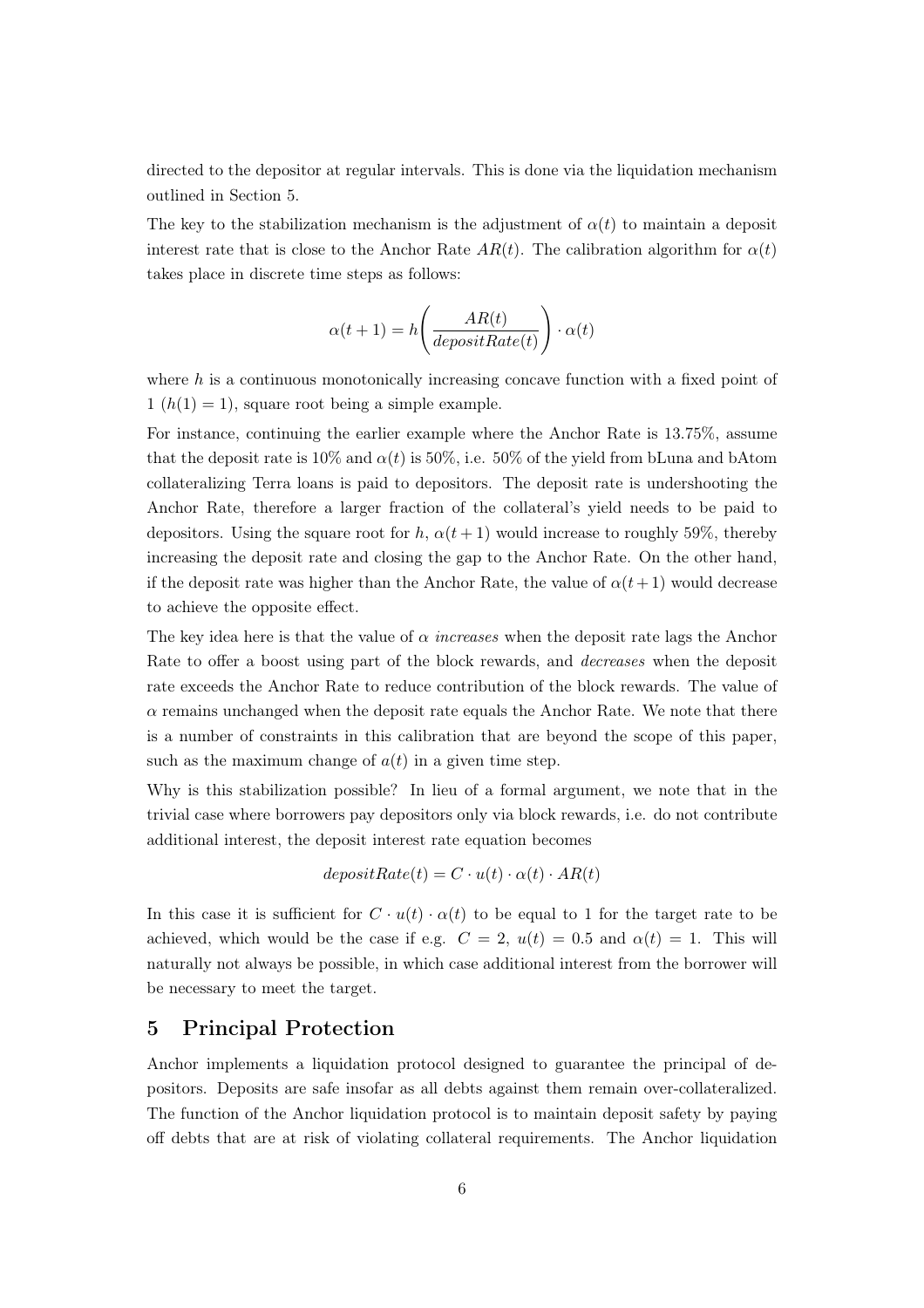directed to the depositor at regular intervals. This is done via the liquidation mechanism outlined in Section 5.

The key to the stabilization mechanism is the adjustment of $\alpha(t)$ to maintain a deposit interest rate that is close to the Anchor Rate $AR(t)$. The calibration algorithm for $\alpha(t)$ takes place in discrete time steps as follows:

$$\alpha(t+1) = h\left(\frac{AR(t)}{depositRate(t)}\right) \cdot \alpha(t)$$

where $h$ is a continuous monotonically increasing concave function with a fixed point of 1 ($h(1) = 1$), square root being a simple example.

For instance, continuing the earlier example where the Anchor Rate is 13.75%, assume that the deposit rate is 10% and $\alpha(t)$ is 50%, i.e. 50% of the yield from bLuna and bAtom collateralizing Terra loans is paid to depositors. The deposit rate is undershooting the Anchor Rate, therefore a larger fraction of the collateral's yield needs to be paid to depositors. Using the square root for $h$, $\alpha(t+1)$ would increase to roughly 59%, thereby increasing the deposit rate and closing the gap to the Anchor Rate. On the other hand, if the deposit rate was higher than the Anchor Rate, the value of $\alpha(t+1)$ would decrease to achieve the opposite effect.

The key idea here is that the value of $\alpha$ *increases* when the deposit rate lags the Anchor Rate to offer a boost using part of the block rewards, and *decreases* when the deposit rate exceeds the Anchor Rate to reduce contribution of the block rewards. The value of $\alpha$ remains unchanged when the deposit rate equals the Anchor Rate. We note that there is a number of constraints in this calibration that are beyond the scope of this paper, such as the maximum change of $a(t)$ in a given time step.

Why is this stabilization possible? In lieu of a formal argument, we note that in the trivial case where borrowers pay depositors only via block rewards, i.e. do not contribute additional interest, the deposit interest rate equation becomes

$$depositRate(t) = C \cdot u(t) \cdot \alpha(t) \cdot AR(t)$$

In this case it is sufficient for $C \cdot u(t) \cdot \alpha(t)$ to be equal to 1 for the target rate to be achieved, which would be the case if e.g. $C = 2$, $u(t) = 0.5$ and $\alpha(t) = 1$. This will naturally not always be possible, in which case additional interest from the borrower will be necessary to meet the target.

## 5 Principal Protection

Anchor implements a liquidation protocol designed to guarantee the principal of depositors. Deposits are safe insofar as all debts against them remain over-collateralized. The function of the Anchor liquidation protocol is to maintain deposit safety by paying off debts that are at risk of violating collateral requirements. The Anchor liquidation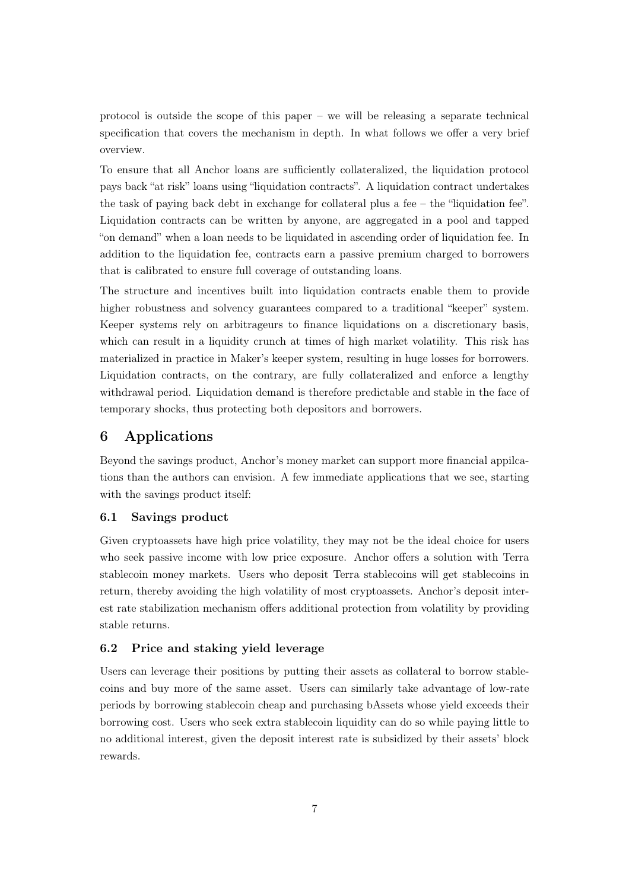protocol is outside the scope of this paper – we will be releasing a separate technical specification that covers the mechanism in depth. In what follows we offer a very brief overview.

To ensure that all Anchor loans are sufficiently collateralized, the liquidation protocol pays back "at risk" loans using "liquidation contracts". A liquidation contract undertakes the task of paying back debt in exchange for collateral plus a fee – the "liquidation fee". Liquidation contracts can be written by anyone, are aggregated in a pool and tapped "on demand" when a loan needs to be liquidated in ascending order of liquidation fee. In addition to the liquidation fee, contracts earn a passive premium charged to borrowers that is calibrated to ensure full coverage of outstanding loans.

The structure and incentives built into liquidation contracts enable them to provide higher robustness and solvency guarantees compared to a traditional "keeper" system. Keeper systems rely on arbitrageurs to finance liquidations on a discretionary basis, which can result in a liquidity crunch at times of high market volatility. This risk has materialized in practice in Maker's keeper system, resulting in huge losses for borrowers. Liquidation contracts, on the contrary, are fully collateralized and enforce a lengthy withdrawal period. Liquidation demand is therefore predictable and stable in the face of temporary shocks, thus protecting both depositors and borrowers.

# 6 Applications

Beyond the savings product, Anchor's money market can support more financial appilcations than the authors can envision. A few immediate applications that we see, starting with the savings product itself:

## 6.1 Savings product

Given cryptoassets have high price volatility, they may not be the ideal choice for users who seek passive income with low price exposure. Anchor offers a solution with Terra stablecoin money markets. Users who deposit Terra stablecoins will get stablecoins in return, thereby avoiding the high volatility of most cryptoassets. Anchor's deposit interest rate stabilization mechanism offers additional protection from volatility by providing stable returns.

## 6.2 Price and staking yield leverage

Users can leverage their positions by putting their assets as collateral to borrow stablecoins and buy more of the same asset. Users can similarly take advantage of low-rate periods by borrowing stablecoin cheap and purchasing bAssets whose yield exceeds their borrowing cost. Users who seek extra stablecoin liquidity can do so while paying little to no additional interest, given the deposit interest rate is subsidized by their assets' block rewards.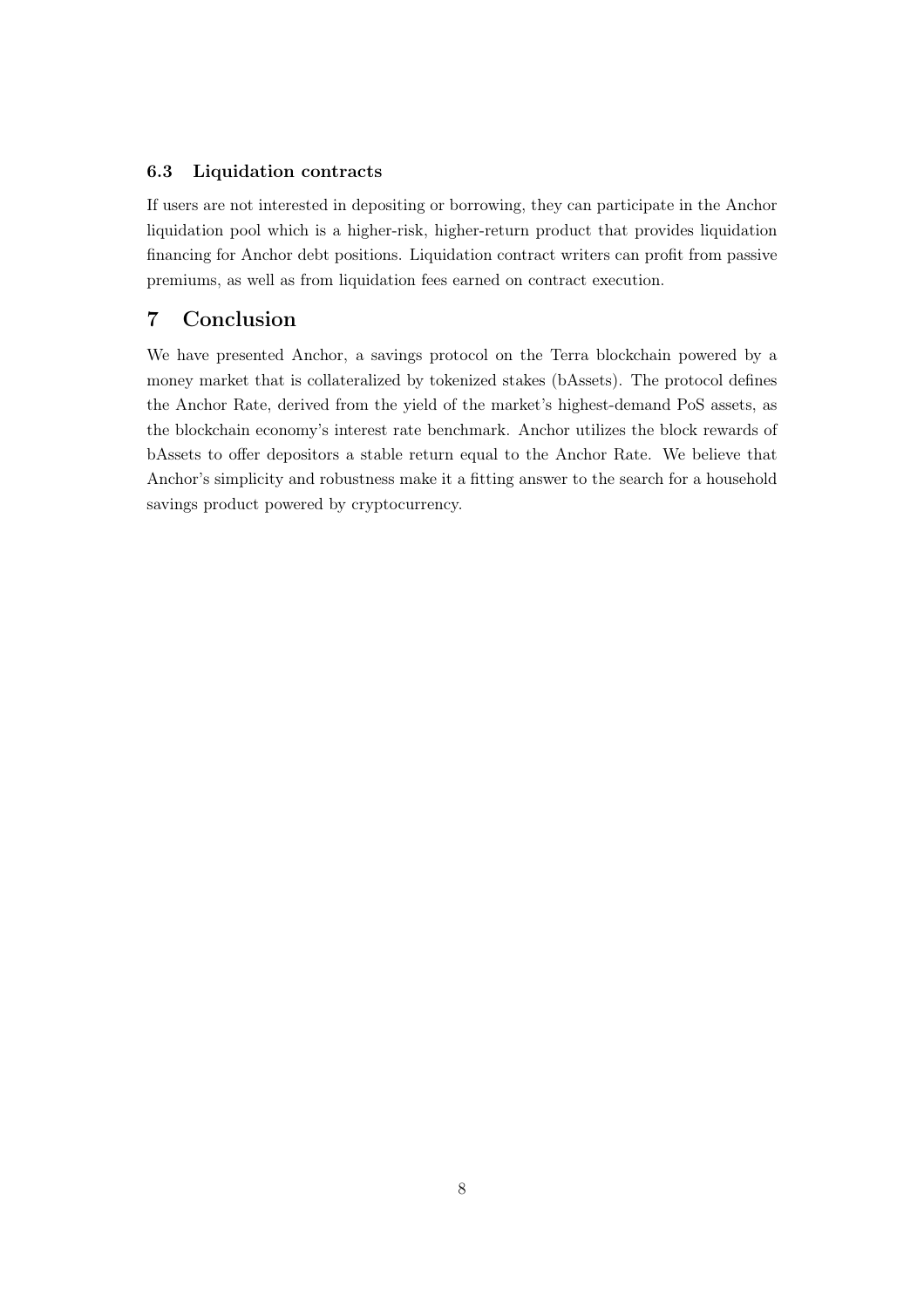### 6.3 Liquidation contracts

If users are not interested in depositing or borrowing, they can participate in the Anchor liquidation pool which is a higher-risk, higher-return product that provides liquidation financing for Anchor debt positions. Liquidation contract writers can profit from passive premiums, as well as from liquidation fees earned on contract execution.

## 7 Conclusion

We have presented Anchor, a savings protocol on the Terra blockchain powered by a money market that is collateralized by tokenized stakes (bAssets). The protocol defines the Anchor Rate, derived from the yield of the market's highest-demand PoS assets, as the blockchain economy's interest rate benchmark. Anchor utilizes the block rewards of bAssets to offer depositors a stable return equal to the Anchor Rate. We believe that Anchor's simplicity and robustness make it a fitting answer to the search for a household savings product powered by cryptocurrency.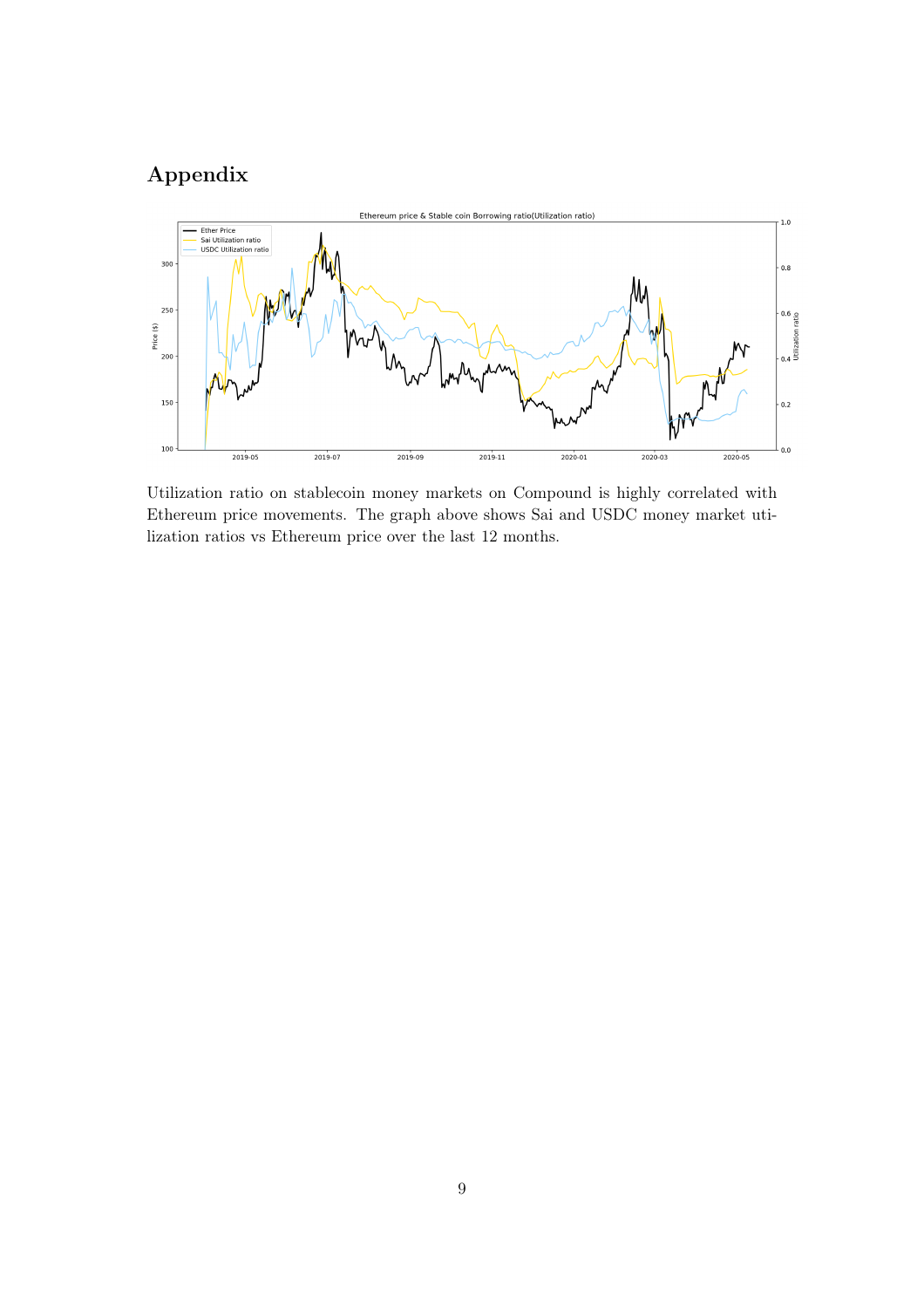# Appendix

Utilization ratio on stablecoin money markets on Compound is highly correlated with Ethereum price movements. The graph above shows Sai and USDC money market utilization ratios vs Ethereum price over the last 12 months.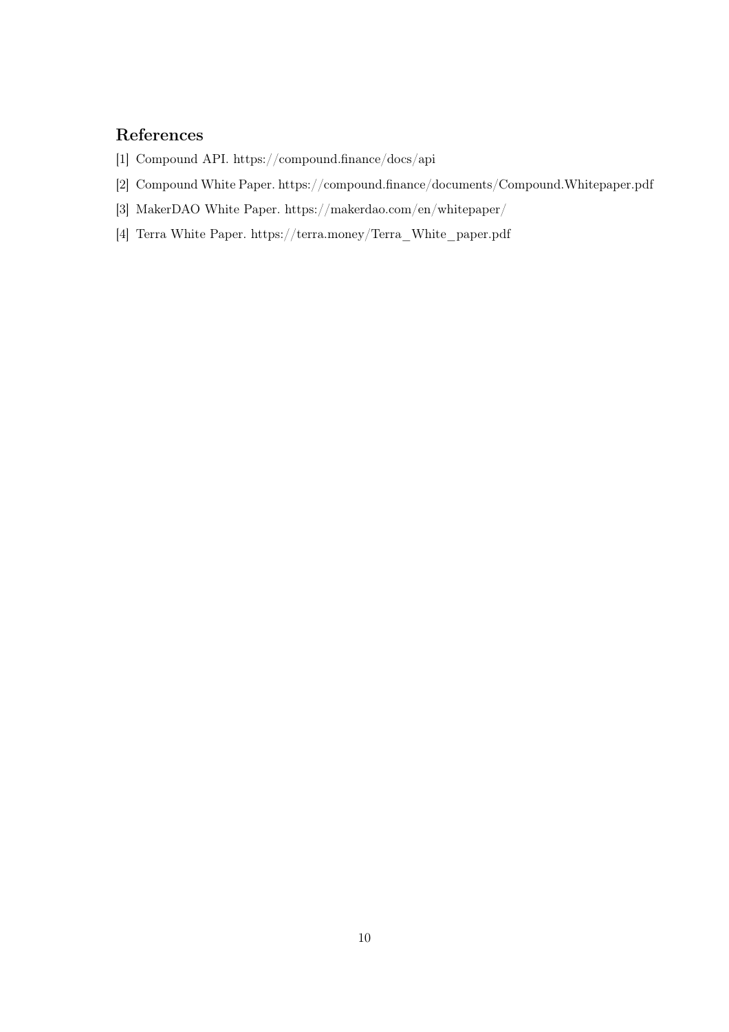## References

[1] Compound API. https://compound.finance/docs/api

[2] Compound White Paper. https://compound.finance/documents/Compound.Whitepaper.pdf

[3] MakerDAO White Paper. https://makerdao.com/en/whitepaper/

[4] Terra White Paper. https://terra.money/Terra_White_paper.pdf